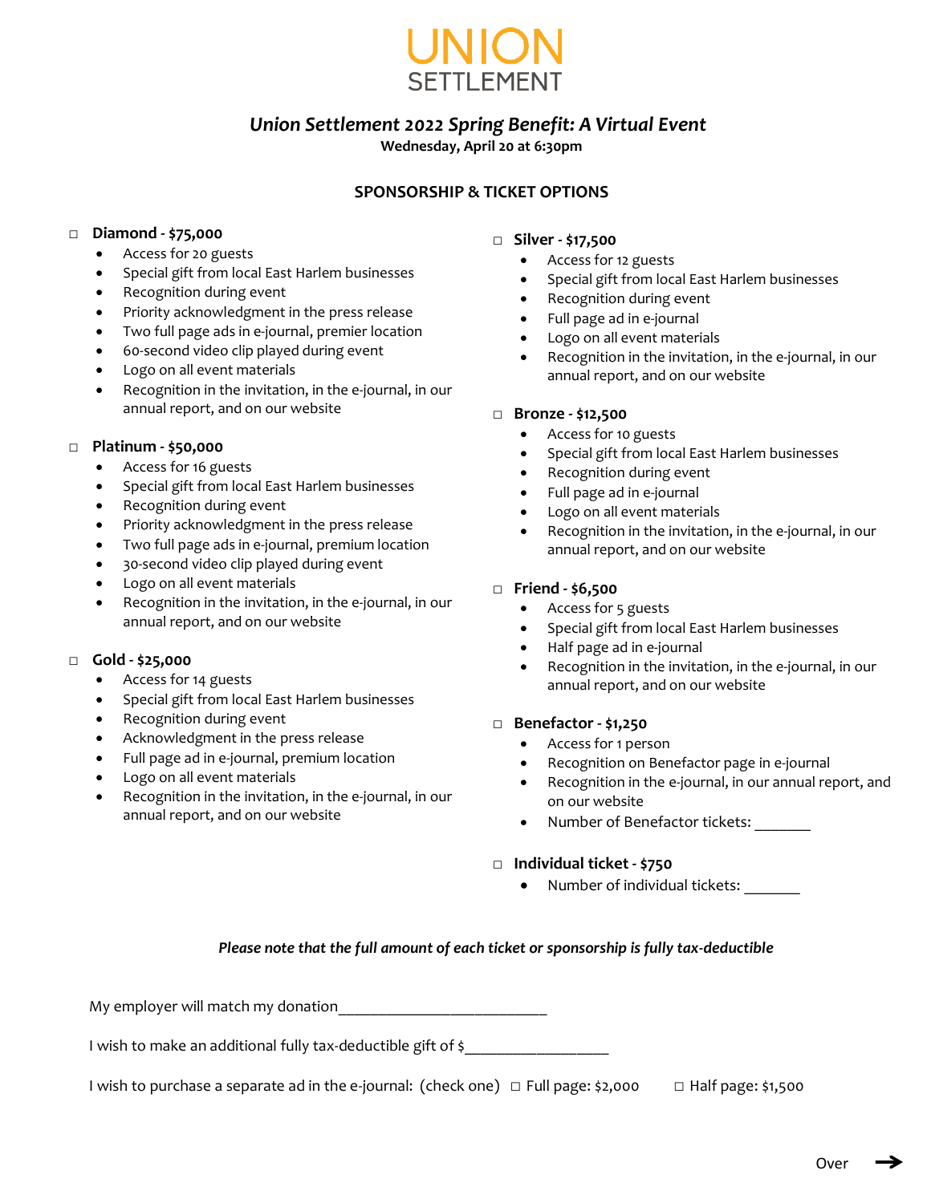# UNION SETTLEMENT

## *Union Settlement 2022 Spring Benefit: A Virtual Event*

**Wednesday, April 20 at 6:30pm**

### SPONSORSHIP & TICKET OPTIONS

☐ **Diamond - $75,000**

- Access for 20 guests
- Special gift from local East Harlem businesses
- Recognition during event
- Priority acknowledgment in the press release
- Two full page ads in e-journal, premier location
- 60-second video clip played during event
- Logo on all event materials
- Recognition in the invitation, in the e-journal, in our annual report, and on our website

☐ **Platinum - $50,000**

- Access for 16 guests
- Special gift from local East Harlem businesses
- Recognition during event
- Priority acknowledgment in the press release
- Two full page ads in e-journal, premium location
- 30-second video clip played during event
- Logo on all event materials
- Recognition in the invitation, in the e-journal, in our annual report, and on our website

☐ **Gold - $25,000**

- Access for 14 guests
- Special gift from local East Harlem businesses
- Recognition during event
- Acknowledgment in the press release
- Full page ad in e-journal, premium location
- Logo on all event materials
- Recognition in the invitation, in the e-journal, in our annual report, and on our website

☐ **Silver - $17,500**

- Access for 12 guests
- Special gift from local East Harlem businesses
- Recognition during event
- Full page ad in e-journal
- Logo on all event materials
- Recognition in the invitation, in the e-journal, in our annual report, and on our website

☐ **Bronze - $12,500**

- Access for 10 guests
- Special gift from local East Harlem businesses
- Recognition during event
- Full page ad in e-journal
- Logo on all event materials
- Recognition in the invitation, in the e-journal, in our annual report, and on our website

☐ **Friend - $6,500**

- Access for 5 guests
- Special gift from local East Harlem businesses
- Half page ad in e-journal
- Recognition in the invitation, in the e-journal, in our annual report, and on our website

☐ **Benefactor - $1,250**

- Access for 1 person
- Recognition on Benefactor page in e-journal
- Recognition in the e-journal, in our annual report, and on our website
- Number of Benefactor tickets: _______

☐ **Individual ticket - $750**

- Number of individual tickets: _______

***Please note that the full amount of each ticket or sponsorship is fully tax-deductible***

My employer will match my donation__________________________

I wish to make an additional fully tax-deductible gift of $__________________

I wish to purchase a separate ad in the e-journal: (check one) ☐ Full page: $2,000 ☐ Half page: $1,500

Over →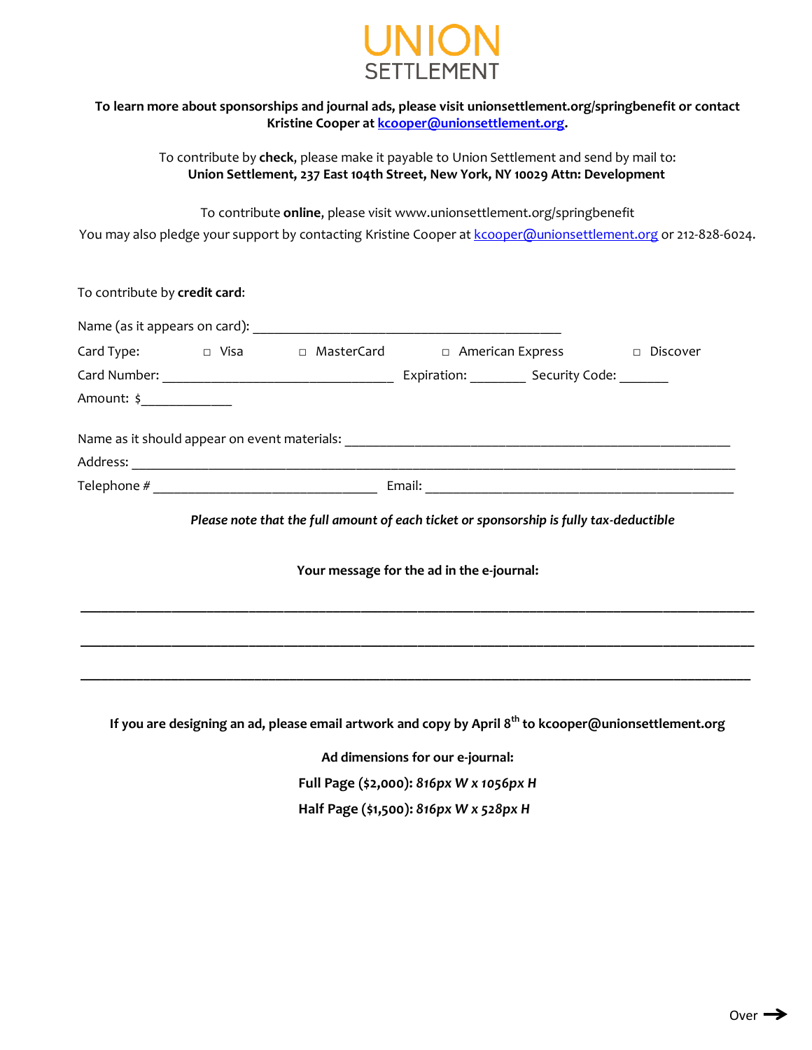# UNION SETTLEMENT

**To learn more about sponsorships and journal ads, please visit unionsettlement.org/springbenefit or contact Kristine Cooper at kcooper@unionsettlement.org.**

To contribute by **check**, please make it payable to Union Settlement and send by mail to:
**Union Settlement, 237 East 104th Street, New York, NY 10029 Attn: Development**

To contribute **online**, please visit www.unionsettlement.org/springbenefit
You may also pledge your support by contacting Kristine Cooper at kcooper@unionsettlement.org or 212-828-6024.

To contribute by **credit card**:

Name (as it appears on card): ___________________________________________

Card Type: □ Visa □ MasterCard □ American Express □ Discover

Card Number: ________________________________ Expiration: ________ Security Code: _______

Amount: $_____________

Name as it should appear on event materials: ______________________________________________________

Address: ___________________________________________________________________________________

Telephone # _______________________________ Email: ___________________________________________

***Please note that the full amount of each ticket or sponsorship is fully tax-deductible***

**Your message for the ad in the e-journal:**

______________________________________________________________________________________________

______________________________________________________________________________________________

______________________________________________________________________________________________

**If you are designing an ad, please email artwork and copy by April 8th to kcooper@unionsettlement.org**

**Ad dimensions for our e-journal:**

**Full Page ($2,000):** ***816px W x 1056px H***

**Half Page ($1,500):** ***816px W x 528px H***

Over →